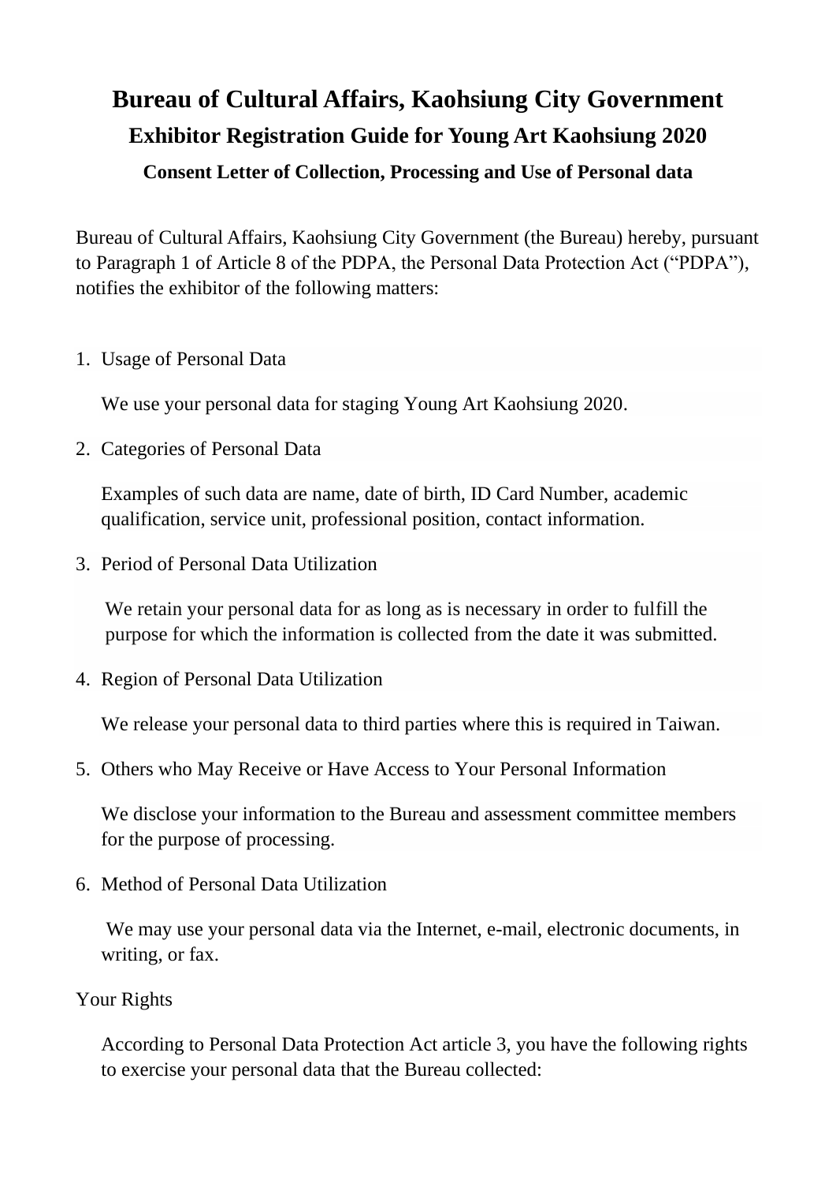# Bureau of Cultural Affairs, Kaohsiung City Government

## Exhibitor Registration Guide for Young Art Kaohsiung 2020

### Consent Letter of Collection, Processing and Use of Personal data

Bureau of Cultural Affairs, Kaohsiung City Government (the Bureau) hereby, pursuant to Paragraph 1 of Article 8 of the PDPA, the Personal Data Protection Act ("PDPA"), notifies the exhibitor of the following matters:

1. Usage of Personal Data

   We use your personal data for staging Young Art Kaohsiung 2020.

2. Categories of Personal Data

   Examples of such data are name, date of birth, ID Card Number, academic qualification, service unit, professional position, contact information.

3. Period of Personal Data Utilization

   We retain your personal data for as long as is necessary in order to fulfill the purpose for which the information is collected from the date it was submitted.

4. Region of Personal Data Utilization

   We release your personal data to third parties where this is required in Taiwan.

5. Others who May Receive or Have Access to Your Personal Information

   We disclose your information to the Bureau and assessment committee members for the purpose of processing.

6. Method of Personal Data Utilization

   We may use your personal data via the Internet, e-mail, electronic documents, in writing, or fax.

Your Rights

According to Personal Data Protection Act article 3, you have the following rights to exercise your personal data that the Bureau collected: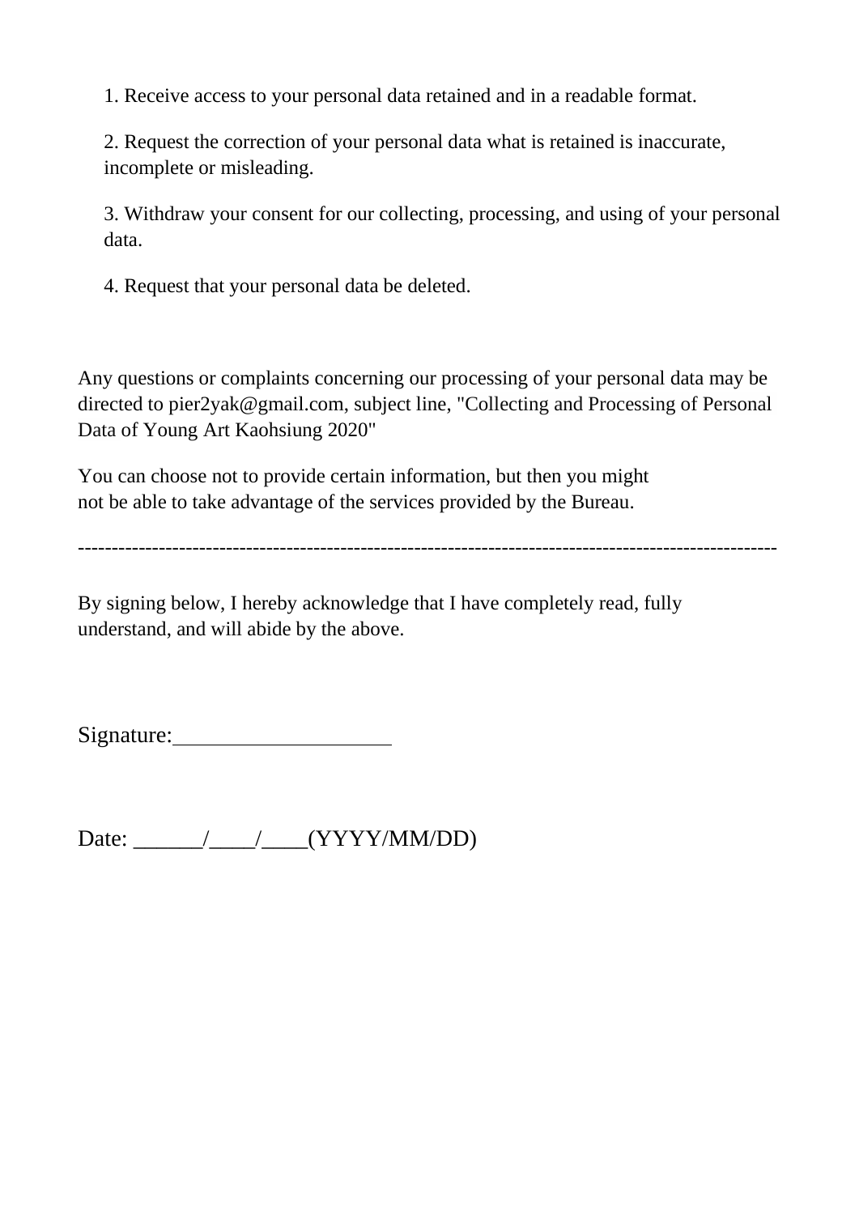1. Receive access to your personal data retained and in a readable format.

2. Request the correction of your personal data what is retained is inaccurate, incomplete or misleading.

3. Withdraw your consent for our collecting, processing, and using of your personal data.

4. Request that your personal data be deleted.

Any questions or complaints concerning our processing of your personal data may be directed to pier2yak@gmail.com, subject line, "Collecting and Processing of Personal Data of Young Art Kaohsiung 2020"

You can choose not to provide certain information, but then you might not be able to take advantage of the services provided by the Bureau.

---

By signing below, I hereby acknowledge that I have completely read, fully understand, and will abide by the above.

Signature:____________________

Date: ______/____/____(YYYY/MM/DD)